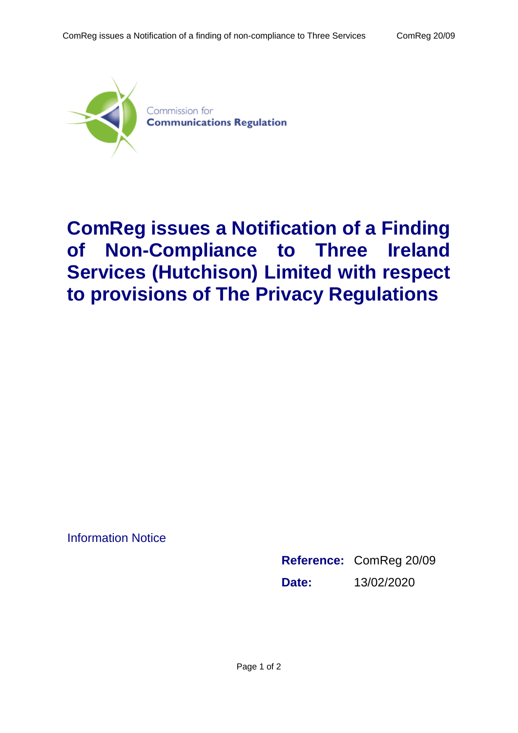Commission for
**Communications Regulation**

# ComReg issues a Notification of a Finding of Non-Compliance to Three Ireland Services (Hutchison) Limited with respect to provisions of The Privacy Regulations

Information Notice

| | |
|---|---|
| **Reference:** | ComReg 20/09 |
| **Date:** | 13/02/2020 |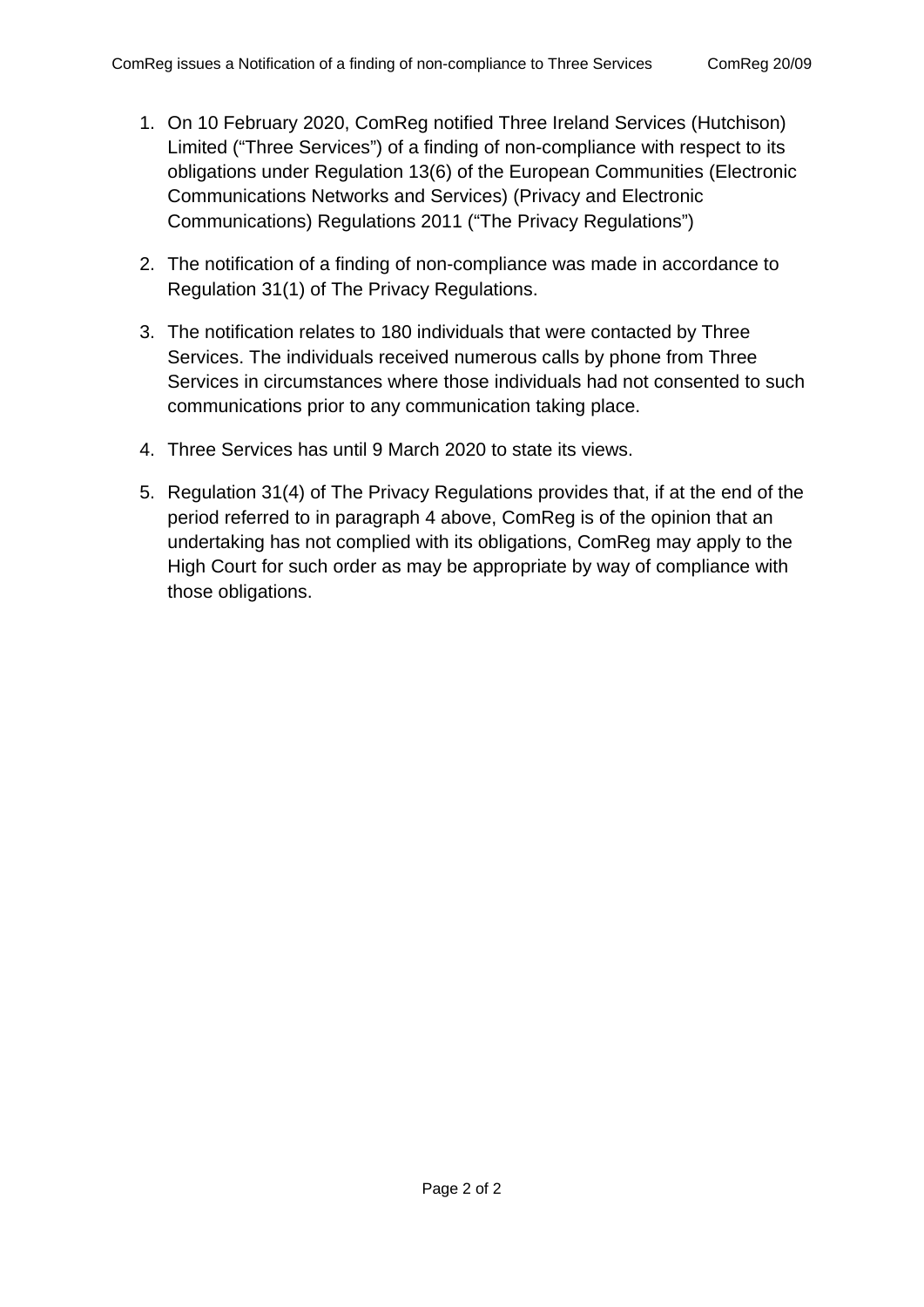1. On 10 February 2020, ComReg notified Three Ireland Services (Hutchison) Limited ("Three Services") of a finding of non-compliance with respect to its obligations under Regulation 13(6) of the European Communities (Electronic Communications Networks and Services) (Privacy and Electronic Communications) Regulations 2011 ("The Privacy Regulations")

2. The notification of a finding of non-compliance was made in accordance to Regulation 31(1) of The Privacy Regulations.

3. The notification relates to 180 individuals that were contacted by Three Services. The individuals received numerous calls by phone from Three Services in circumstances where those individuals had not consented to such communications prior to any communication taking place.

4. Three Services has until 9 March 2020 to state its views.

5. Regulation 31(4) of The Privacy Regulations provides that, if at the end of the period referred to in paragraph 4 above, ComReg is of the opinion that an undertaking has not complied with its obligations, ComReg may apply to the High Court for such order as may be appropriate by way of compliance with those obligations.